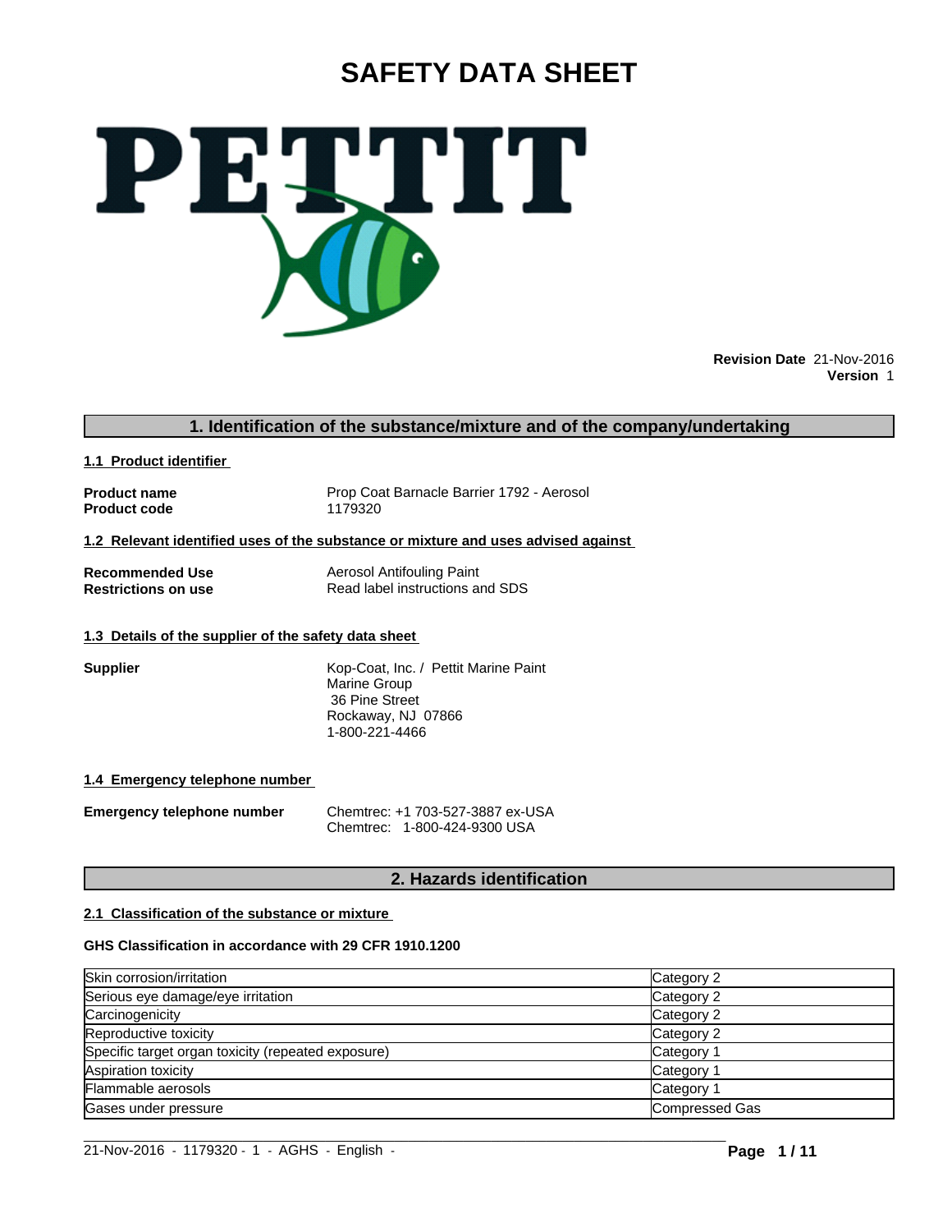# SAFETY DATA SHEET

**Revision Date** 21-Nov-2016
**Version** 1

## 1. Identification of the substance/mixture and of the company/undertaking

### 1.1 Product identifier

| | |
|---|---|
| **Product name** | Prop Coat Barnacle Barrier 1792 - Aerosol |
| **Product code** | 1179320 |

### 1.2 Relevant identified uses of the substance or mixture and uses advised against

| | |
|---|---|
| **Recommended Use** | Aerosol Antifouling Paint |
| **Restrictions on use** | Read label instructions and SDS |

### 1.3 Details of the supplier of the safety data sheet

**Supplier**

Kop-Coat, Inc. / Pettit Marine Paint
Marine Group
36 Pine Street
Rockaway, NJ 07866
1-800-221-4466

### 1.4 Emergency telephone number

**Emergency telephone number**

Chemtrec: +1 703-527-3887 ex-USA
Chemtrec: 1-800-424-9300 USA

## 2. Hazards identification

### 2.1 Classification of the substance or mixture

**GHS Classification in accordance with 29 CFR 1910.1200**

| Hazard | Category |
|---|---|
| Skin corrosion/irritation | Category 2 |
| Serious eye damage/eye irritation | Category 2 |
| Carcinogenicity | Category 2 |
| Reproductive toxicity | Category 2 |
| Specific target organ toxicity (repeated exposure) | Category 1 |
| Aspiration toxicity | Category 1 |
| Flammable aerosols | Category 1 |
| Gases under pressure | Compressed Gas |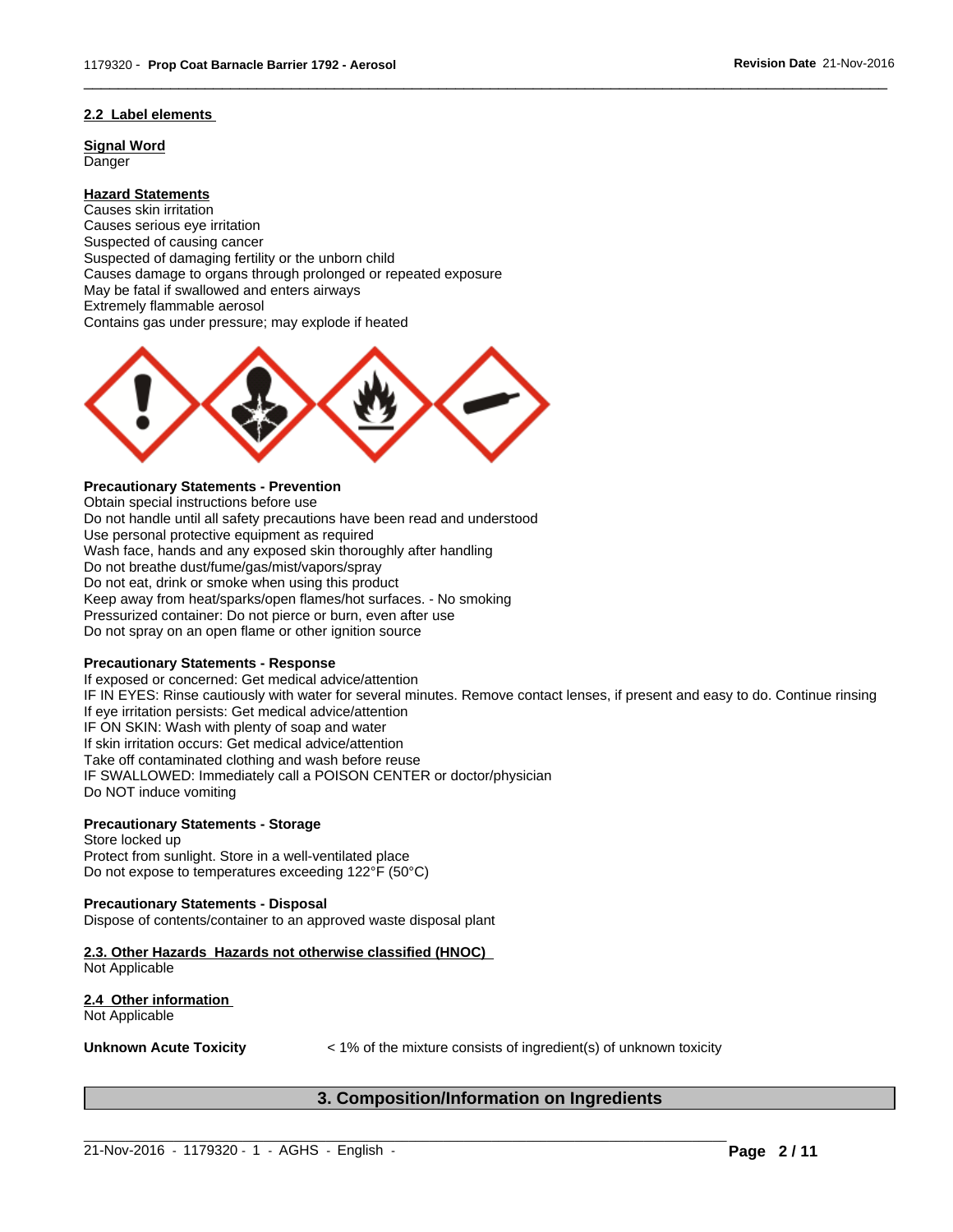## 2.2 Label elements

**Signal Word**
Danger

**Hazard Statements**
Causes skin irritation
Causes serious eye irritation
Suspected of causing cancer
Suspected of damaging fertility or the unborn child
Causes damage to organs through prolonged or repeated exposure
May be fatal if swallowed and enters airways
Extremely flammable aerosol
Contains gas under pressure; may explode if heated

**Precautionary Statements - Prevention**
Obtain special instructions before use
Do not handle until all safety precautions have been read and understood
Use personal protective equipment as required
Wash face, hands and any exposed skin thoroughly after handling
Do not breathe dust/fume/gas/mist/vapors/spray
Do not eat, drink or smoke when using this product
Keep away from heat/sparks/open flames/hot surfaces. - No smoking
Pressurized container: Do not pierce or burn, even after use
Do not spray on an open flame or other ignition source

**Precautionary Statements - Response**
If exposed or concerned: Get medical advice/attention
IF IN EYES: Rinse cautiously with water for several minutes. Remove contact lenses, if present and easy to do. Continue rinsing
If eye irritation persists: Get medical advice/attention
IF ON SKIN: Wash with plenty of soap and water
If skin irritation occurs: Get medical advice/attention
Take off contaminated clothing and wash before reuse
IF SWALLOWED: Immediately call a POISON CENTER or doctor/physician
Do NOT induce vomiting

**Precautionary Statements - Storage**
Store locked up
Protect from sunlight. Store in a well-ventilated place
Do not expose to temperatures exceeding 122°F (50°C)

**Precautionary Statements - Disposal**
Dispose of contents/container to an approved waste disposal plant

## 2.3. Other Hazards Hazards not otherwise classified (HNOC)
Not Applicable

## 2.4 Other information
Not Applicable

**Unknown Acute Toxicity** < 1% of the mixture consists of ingredient(s) of unknown toxicity

# 3. Composition/Information on Ingredients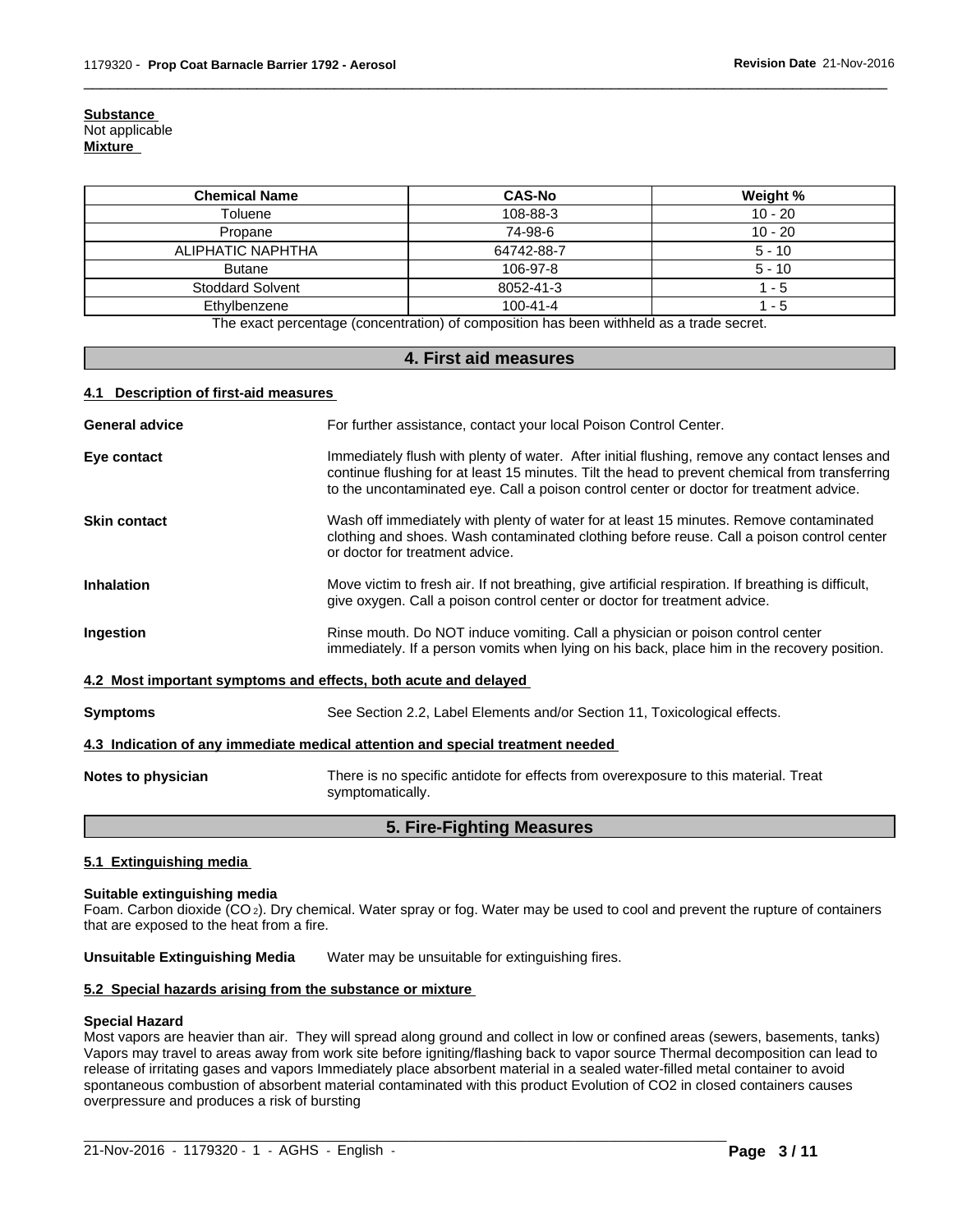**Substance**
Not applicable
**Mixture**

| Chemical Name | CAS-No | Weight % |
|---|---|---|
| Toluene | 108-88-3 | 10 - 20 |
| Propane | 74-98-6 | 10 - 20 |
| ALIPHATIC NAPHTHA | 64742-88-7 | 5 - 10 |
| Butane | 106-97-8 | 5 - 10 |
| Stoddard Solvent | 8052-41-3 | 1 - 5 |
| Ethylbenzene | 100-41-4 | 1 - 5 |

The exact percentage (concentration) of composition has been withheld as a trade secret.

## 4. First aid measures

### 4.1 Description of first-aid measures

**General advice** For further assistance, contact your local Poison Control Center.

**Eye contact** Immediately flush with plenty of water. After initial flushing, remove any contact lenses and continue flushing for at least 15 minutes. Tilt the head to prevent chemical from transferring to the uncontaminated eye. Call a poison control center or doctor for treatment advice.

**Skin contact** Wash off immediately with plenty of water for at least 15 minutes. Remove contaminated clothing and shoes. Wash contaminated clothing before reuse. Call a poison control center or doctor for treatment advice.

**Inhalation** Move victim to fresh air. If not breathing, give artificial respiration. If breathing is difficult, give oxygen. Call a poison control center or doctor for treatment advice.

**Ingestion** Rinse mouth. Do NOT induce vomiting. Call a physician or poison control center immediately. If a person vomits when lying on his back, place him in the recovery position.

### 4.2 Most important symptoms and effects, both acute and delayed

**Symptoms** See Section 2.2, Label Elements and/or Section 11, Toxicological effects.

### 4.3 Indication of any immediate medical attention and special treatment needed

**Notes to physician** There is no specific antidote for effects from overexposure to this material. Treat symptomatically.

## 5. Fire-Fighting Measures

### 5.1 Extinguishing media

**Suitable extinguishing media**
Foam. Carbon dioxide ($CO_2$). Dry chemical. Water spray or fog. Water may be used to cool and prevent the rupture of containers that are exposed to the heat from a fire.

**Unsuitable Extinguishing Media** Water may be unsuitable for extinguishing fires.

### 5.2 Special hazards arising from the substance or mixture

**Special Hazard**
Most vapors are heavier than air. They will spread along ground and collect in low or confined areas (sewers, basements, tanks) Vapors may travel to areas away from work site before igniting/flashing back to vapor source Thermal decomposition can lead to release of irritating gases and vapors Immediately place absorbent material in a sealed water-filled metal container to avoid spontaneous combustion of absorbent material contaminated with this product Evolution of CO2 in closed containers causes overpressure and produces a risk of bursting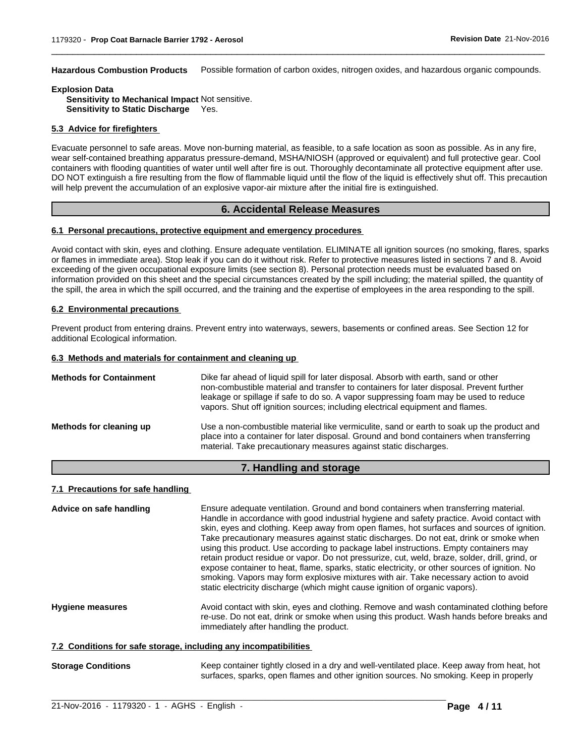**Hazardous Combustion Products** Possible formation of carbon oxides, nitrogen oxides, and hazardous organic compounds.

**Explosion Data**

**Sensitivity to Mechanical Impact** Not sensitive.
**Sensitivity to Static Discharge** Yes.

### 5.3 Advice for firefighters

Evacuate personnel to safe areas. Move non-burning material, as feasible, to a safe location as soon as possible. As in any fire, wear self-contained breathing apparatus pressure-demand, MSHA/NIOSH (approved or equivalent) and full protective gear. Cool containers with flooding quantities of water until well after fire is out. Thoroughly decontaminate all protective equipment after use. DO NOT extinguish a fire resulting from the flow of flammable liquid until the flow of the liquid is effectively shut off. This precaution will help prevent the accumulation of an explosive vapor-air mixture after the initial fire is extinguished.

## 6. Accidental Release Measures

### 6.1 Personal precautions, protective equipment and emergency procedures

Avoid contact with skin, eyes and clothing. Ensure adequate ventilation. ELIMINATE all ignition sources (no smoking, flares, sparks or flames in immediate area). Stop leak if you can do it without risk. Refer to protective measures listed in sections 7 and 8. Avoid exceeding of the given occupational exposure limits (see section 8). Personal protection needs must be evaluated based on information provided on this sheet and the special circumstances created by the spill including; the material spilled, the quantity of the spill, the area in which the spill occurred, and the training and the expertise of employees in the area responding to the spill.

### 6.2 Environmental precautions

Prevent product from entering drains. Prevent entry into waterways, sewers, basements or confined areas. See Section 12 for additional Ecological information.

### 6.3 Methods and materials for containment and cleaning up

**Methods for Containment** Dike far ahead of liquid spill for later disposal. Absorb with earth, sand or other non-combustible material and transfer to containers for later disposal. Prevent further leakage or spillage if safe to do so. A vapor suppressing foam may be used to reduce vapors. Shut off ignition sources; including electrical equipment and flames.

**Methods for cleaning up** Use a non-combustible material like vermiculite, sand or earth to soak up the product and place into a container for later disposal. Ground and bond containers when transferring material. Take precautionary measures against static discharges.

## 7. Handling and storage

### 7.1 Precautions for safe handling

**Advice on safe handling** Ensure adequate ventilation. Ground and bond containers when transferring material. Handle in accordance with good industrial hygiene and safety practice. Avoid contact with skin, eyes and clothing. Keep away from open flames, hot surfaces and sources of ignition. Take precautionary measures against static discharges. Do not eat, drink or smoke when using this product. Use according to package label instructions. Empty containers may retain product residue or vapor. Do not pressurize, cut, weld, braze, solder, drill, grind, or expose container to heat, flame, sparks, static electricity, or other sources of ignition. No smoking. Vapors may form explosive mixtures with air. Take necessary action to avoid static electricity discharge (which might cause ignition of organic vapors).

**Hygiene measures** Avoid contact with skin, eyes and clothing. Remove and wash contaminated clothing before re-use. Do not eat, drink or smoke when using this product. Wash hands before breaks and immediately after handling the product.

### 7.2 Conditions for safe storage, including any incompatibilities

**Storage Conditions** Keep container tightly closed in a dry and well-ventilated place. Keep away from heat, hot surfaces, sparks, open flames and other ignition sources. No smoking. Keep in properly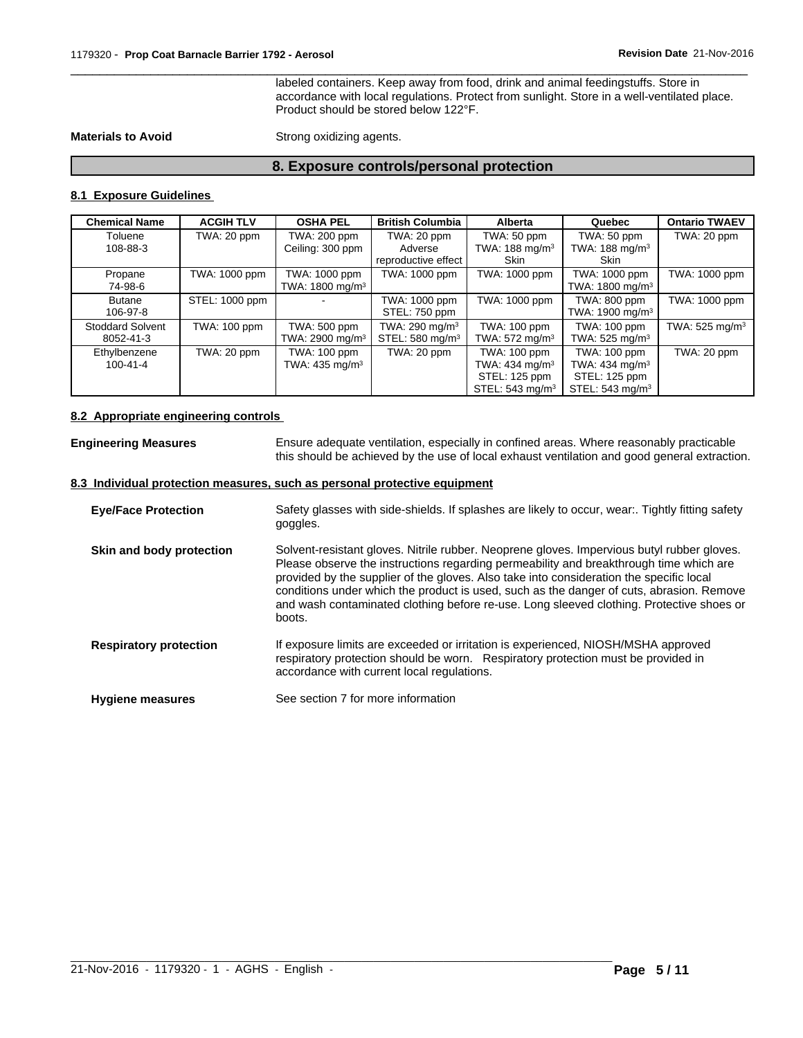labeled containers. Keep away from food, drink and animal feedingstuffs. Store in accordance with local regulations. Protect from sunlight. Store in a well-ventilated place. Product should be stored below 122°F.

**Materials to Avoid** Strong oxidizing agents.

## 8. Exposure controls/personal protection

### 8.1 Exposure Guidelines

| Chemical Name | ACGIH TLV | OSHA PEL | British Columbia | Alberta | Quebec | Ontario TWAEV |
|---|---|---|---|---|---|---|
| Toluene 108-88-3 | TWA: 20 ppm | TWA: 200 ppm Ceiling: 300 ppm | TWA: 20 ppm Adverse reproductive effect | TWA: 50 ppm TWA: 188 mg/m$^3$ Skin | TWA: 50 ppm TWA: 188 mg/m$^3$ Skin | TWA: 20 ppm |
| Propane 74-98-6 | TWA: 1000 ppm | TWA: 1000 ppm TWA: 1800 mg/m$^3$ | TWA: 1000 ppm | TWA: 1000 ppm | TWA: 1000 ppm TWA: 1800 mg/m$^3$ | TWA: 1000 ppm |
| Butane 106-97-8 | STEL: 1000 ppm | - | TWA: 1000 ppm STEL: 750 ppm | TWA: 1000 ppm | TWA: 800 ppm TWA: 1900 mg/m$^3$ | TWA: 1000 ppm |
| Stoddard Solvent 8052-41-3 | TWA: 100 ppm | TWA: 500 ppm TWA: 2900 mg/m$^3$ | TWA: 290 mg/m$^3$ STEL: 580 mg/m$^3$ | TWA: 100 ppm TWA: 572 mg/m$^3$ | TWA: 100 ppm TWA: 525 mg/m$^3$ | TWA: 525 mg/m$^3$ |
| Ethylbenzene 100-41-4 | TWA: 20 ppm | TWA: 100 ppm TWA: 435 mg/m$^3$ | TWA: 20 ppm | TWA: 100 ppm TWA: 434 mg/m$^3$ STEL: 125 ppm STEL: 543 mg/m$^3$ | TWA: 100 ppm TWA: 434 mg/m$^3$ STEL: 125 ppm STEL: 543 mg/m$^3$ | TWA: 20 ppm |

### 8.2 Appropriate engineering controls

**Engineering Measures** Ensure adequate ventilation, especially in confined areas. Where reasonably practicable this should be achieved by the use of local exhaust ventilation and good general extraction.

### 8.3 Individual protection measures, such as personal protective equipment

**Eye/Face Protection** Safety glasses with side-shields. If splashes are likely to occur, wear:. Tightly fitting safety goggles.

**Skin and body protection** Solvent-resistant gloves. Nitrile rubber. Neoprene gloves. Impervious butyl rubber gloves. Please observe the instructions regarding permeability and breakthrough time which are provided by the supplier of the gloves. Also take into consideration the specific local conditions under which the product is used, such as the danger of cuts, abrasion. Remove and wash contaminated clothing before re-use. Long sleeved clothing. Protective shoes or boots.

**Respiratory protection** If exposure limits are exceeded or irritation is experienced, NIOSH/MSHA approved respiratory protection should be worn. Respiratory protection must be provided in accordance with current local regulations.

**Hygiene measures** See section 7 for more information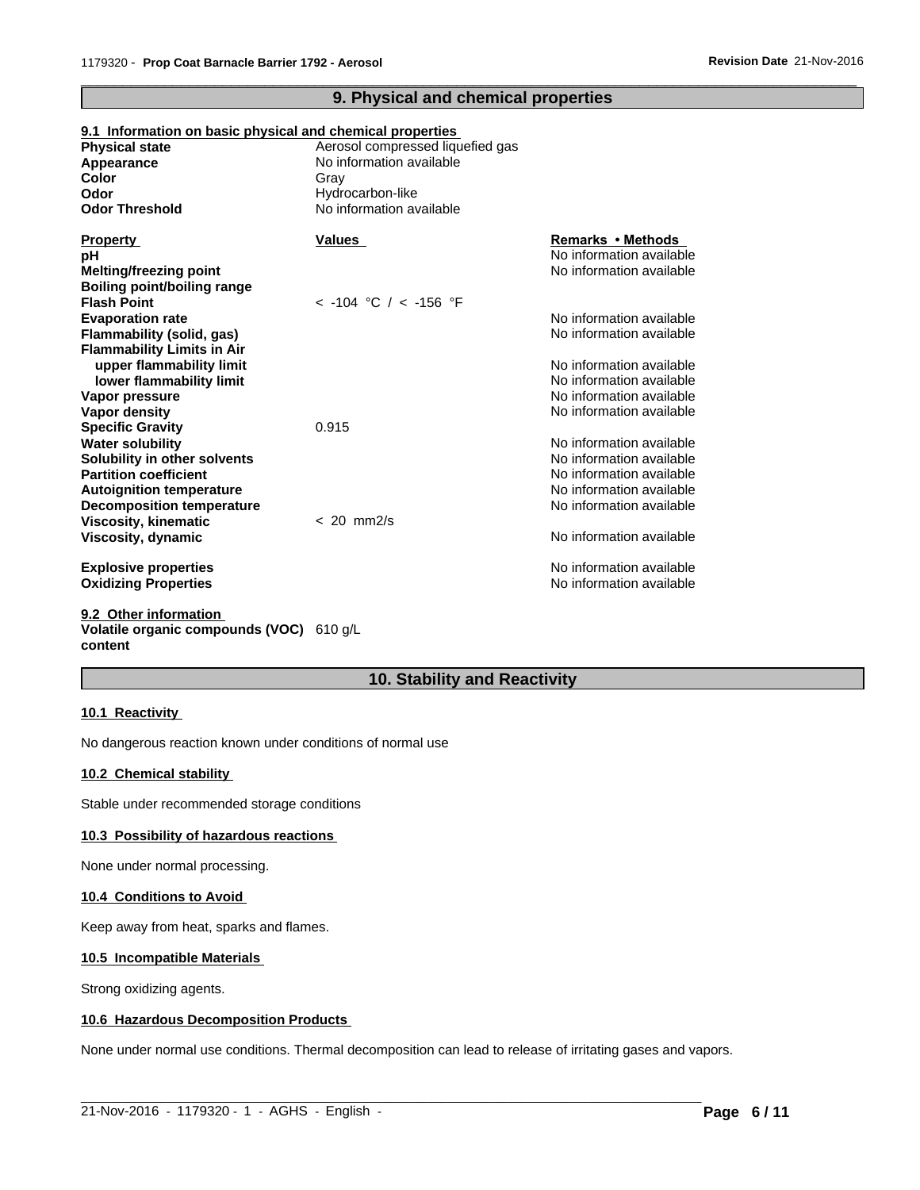# 9. Physical and chemical properties

## 9.1 Information on basic physical and chemical properties

| | |
|---|---|
| **Physical state** | Aerosol compressed liquefied gas |
| **Appearance** | No information available |
| **Color** | Gray |
| **Odor** | Hydrocarbon-like |
| **Odor Threshold** | No information available |

| **Property** | **Values** | **Remarks • Methods** |
|---|---|---|
| **pH** | | No information available |
| **Melting/freezing point** | | No information available |
| **Boiling point/boiling range** | | |
| **Flash Point** | < -104 °C / < -156 °F | |
| **Evaporation rate** | | No information available |
| **Flammability (solid, gas)** | | No information available |
| **Flammability Limits in Air** | | |
| upper flammability limit | | No information available |
| lower flammability limit | | No information available |
| **Vapor pressure** | | No information available |
| **Vapor density** | | No information available |
| **Specific Gravity** | 0.915 | |
| **Water solubility** | | No information available |
| **Solubility in other solvents** | | No information available |
| **Partition coefficient** | | No information available |
| **Autoignition temperature** | | No information available |
| **Decomposition temperature** | | No information available |
| **Viscosity, kinematic** | < 20 mm2/s | |
| **Viscosity, dynamic** | | No information available |
| **Explosive properties** | | No information available |
| **Oxidizing Properties** | | No information available |

## 9.2 Other information

**Volatile organic compounds (VOC) content** 610 g/L

# 10. Stability and Reactivity

## 10.1 Reactivity

No dangerous reaction known under conditions of normal use

## 10.2 Chemical stability

Stable under recommended storage conditions

## 10.3 Possibility of hazardous reactions

None under normal processing.

## 10.4 Conditions to Avoid

Keep away from heat, sparks and flames.

## 10.5 Incompatible Materials

Strong oxidizing agents.

## 10.6 Hazardous Decomposition Products

None under normal use conditions. Thermal decomposition can lead to release of irritating gases and vapors.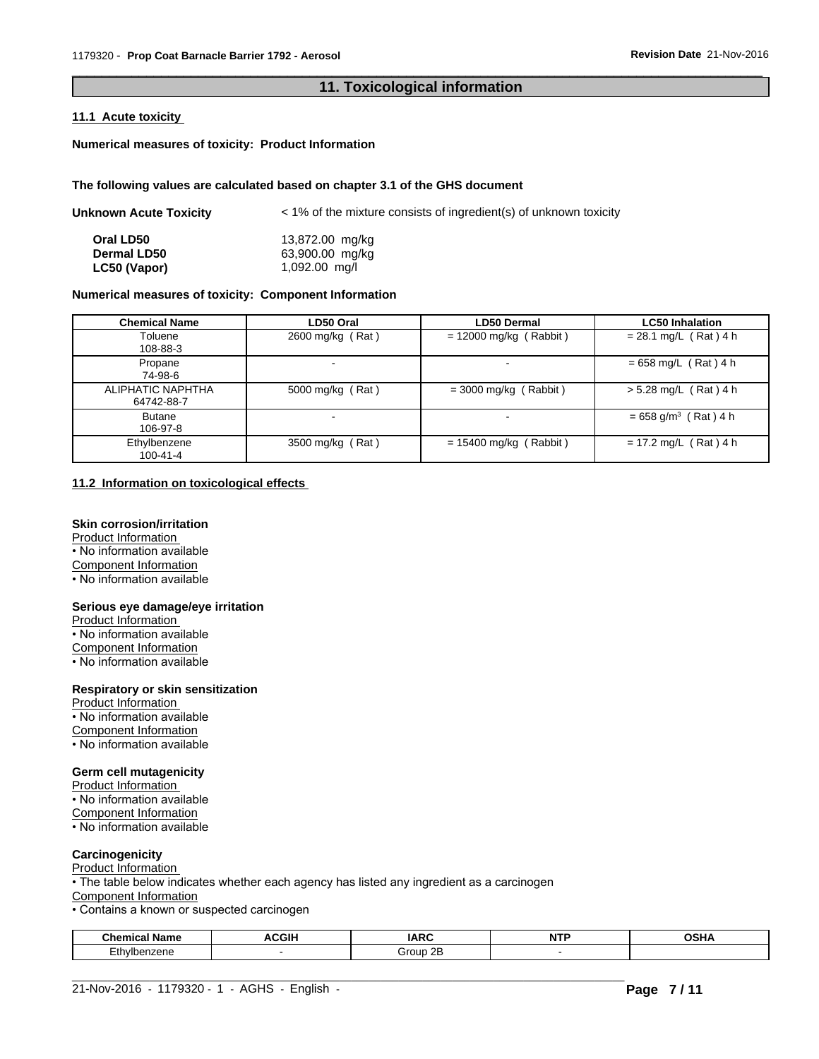## 11. Toxicological information

### 11.1 Acute toxicity

**Numerical measures of toxicity: Product Information**

**The following values are calculated based on chapter 3.1 of the GHS document**

**Unknown Acute Toxicity** < 1% of the mixture consists of ingredient(s) of unknown toxicity

| | |
|---|---|
| **Oral LD50** | 13,872.00 mg/kg |
| **Dermal LD50** | 63,900.00 mg/kg |
| **LC50 (Vapor)** | 1,092.00 mg/l |

**Numerical measures of toxicity: Component Information**

| Chemical Name | LD50 Oral | LD50 Dermal | LC50 Inhalation |
|---|---|---|---|
| Toluene<br>108-88-3 | 2600 mg/kg ( Rat ) | = 12000 mg/kg ( Rabbit ) | = 28.1 mg/L ( Rat ) 4 h |
| Propane<br>74-98-6 | - | - | = 658 mg/L ( Rat ) 4 h |
| ALIPHATIC NAPHTHA<br>64742-88-7 | 5000 mg/kg ( Rat ) | = 3000 mg/kg ( Rabbit ) | > 5.28 mg/L ( Rat ) 4 h |
| Butane<br>106-97-8 | - | - | = 658 $g/m^3$ ( Rat ) 4 h |
| Ethylbenzene<br>100-41-4 | 3500 mg/kg ( Rat ) | = 15400 mg/kg ( Rabbit ) | = 17.2 mg/L ( Rat ) 4 h |

### 11.2 Information on toxicological effects

**Skin corrosion/irritation**
Product Information
• No information available
Component Information
• No information available

**Serious eye damage/eye irritation**
Product Information
• No information available
Component Information
• No information available

**Respiratory or skin sensitization**
Product Information
• No information available
Component Information
• No information available

**Germ cell mutagenicity**
Product Information
• No information available
Component Information
• No information available

**Carcinogenicity**
Product Information
• The table below indicates whether each agency has listed any ingredient as a carcinogen
Component Information
• Contains a known or suspected carcinogen

| Chemical Name | ACGIH | IARC | NTP | OSHA |
|---|---|---|---|---|
| Ethylbenzene | - | Group 2B | - | |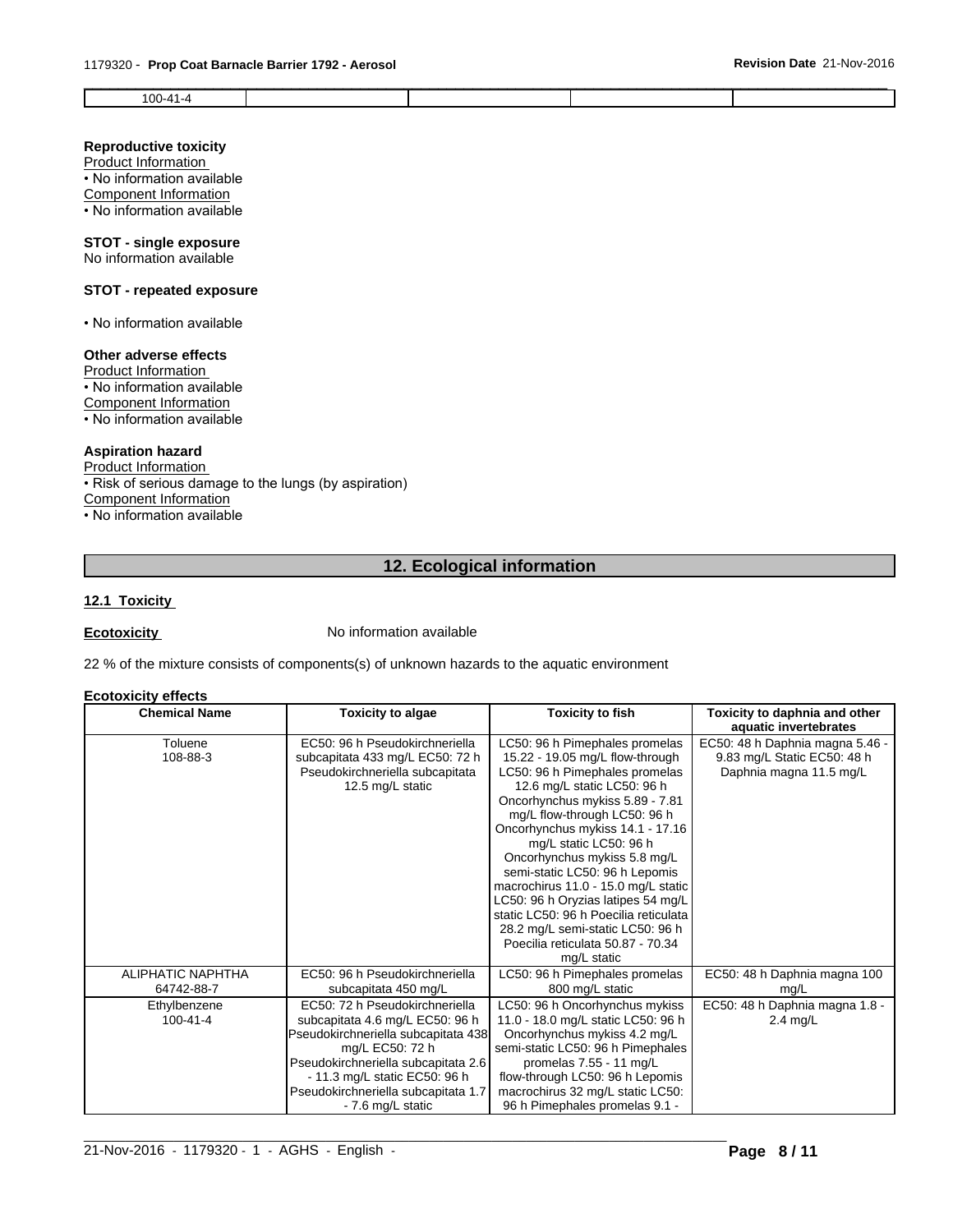| 100-41-4 | | | | |
|---|---|---|---|---|

**Reproductive toxicity**

Product Information

• No information available

Component Information

• No information available

**STOT - single exposure**

No information available

**STOT - repeated exposure**

• No information available

**Other adverse effects**

Product Information

• No information available

Component Information

• No information available

**Aspiration hazard**

Product Information

• Risk of serious damage to the lungs (by aspiration)

Component Information

• No information available

## 12. Ecological information

### 12.1 Toxicity

**Ecotoxicity** No information available

22 % of the mixture consists of components(s) of unknown hazards to the aquatic environment

**Ecotoxicity effects**

| Chemical Name | Toxicity to algae | Toxicity to fish | Toxicity to daphnia and other aquatic invertebrates |
|---|---|---|---|
| Toluene 108-88-3 | EC50: 96 h Pseudokirchneriella subcapitata 433 mg/L EC50: 72 h Pseudokirchneriella subcapitata 12.5 mg/L static | LC50: 96 h Pimephales promelas 15.22 - 19.05 mg/L flow-through LC50: 96 h Pimephales promelas 12.6 mg/L static LC50: 96 h Oncorhynchus mykiss 5.89 - 7.81 mg/L flow-through LC50: 96 h Oncorhynchus mykiss 14.1 - 17.16 mg/L static LC50: 96 h Oncorhynchus mykiss 5.8 mg/L semi-static LC50: 96 h Lepomis macrochirus 11.0 - 15.0 mg/L static LC50: 96 h Oryzias latipes 54 mg/L static LC50: 96 h Poecilia reticulata 28.2 mg/L semi-static LC50: 96 h Poecilia reticulata 50.87 - 70.34 mg/L static | EC50: 48 h Daphnia magna 5.46 - 9.83 mg/L Static EC50: 48 h Daphnia magna 11.5 mg/L |
| ALIPHATIC NAPHTHA 64742-88-7 | EC50: 96 h Pseudokirchneriella subcapitata 450 mg/L | LC50: 96 h Pimephales promelas 800 mg/L static | EC50: 48 h Daphnia magna 100 mg/L |
| Ethylbenzene 100-41-4 | EC50: 72 h Pseudokirchneriella subcapitata 4.6 mg/L EC50: 96 h Pseudokirchneriella subcapitata 438 mg/L EC50: 72 h Pseudokirchneriella subcapitata 2.6 - 11.3 mg/L static EC50: 96 h Pseudokirchneriella subcapitata 1.7 - 7.6 mg/L static | LC50: 96 h Oncorhynchus mykiss 11.0 - 18.0 mg/L static LC50: 96 h Oncorhynchus mykiss 4.2 mg/L semi-static LC50: 96 h Pimephales promelas 7.55 - 11 mg/L flow-through LC50: 96 h Lepomis macrochirus 32 mg/L static LC50: 96 h Pimephales promelas 9.1 - | EC50: 48 h Daphnia magna 1.8 - 2.4 mg/L |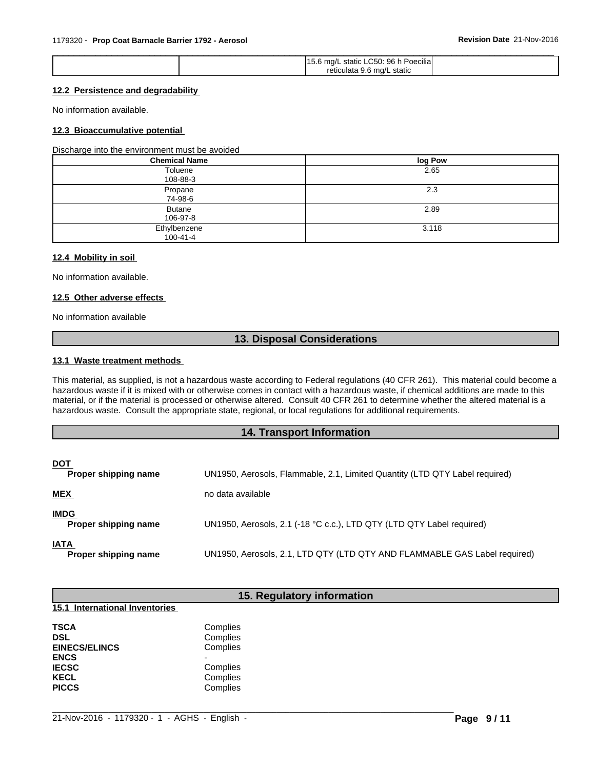| | | 15.6 mg/L static LC50: 96 h Poecilia reticulata 9.6 mg/L static | |
|---|---|---|---|

### 12.2 Persistence and degradability

No information available.

### 12.3 Bioaccumulative potential

Discharge into the environment must be avoided

| Chemical Name | log Pow |
|---|---|
| Toluene<br>108-88-3 | 2.65 |
| Propane<br>74-98-6 | 2.3 |
| Butane<br>106-97-8 | 2.89 |
| Ethylbenzene<br>100-41-4 | 3.118 |

### 12.4 Mobility in soil

No information available.

### 12.5 Other adverse effects

No information available

## 13. Disposal Considerations

### 13.1 Waste treatment methods

This material, as supplied, is not a hazardous waste according to Federal regulations (40 CFR 261). This material could become a hazardous waste if it is mixed with or otherwise comes in contact with a hazardous waste, if chemical additions are made to this material, or if the material is processed or otherwise altered. Consult 40 CFR 261 to determine whether the altered material is a hazardous waste. Consult the appropriate state, regional, or local regulations for additional requirements.

## 14. Transport Information

**DOT**

**Proper shipping name** UN1950, Aerosols, Flammable, 2.1, Limited Quantity (LTD QTY Label required)

**MEX** no data available

**IMDG**

**Proper shipping name** UN1950, Aerosols, 2.1 (-18 °C c.c.), LTD QTY (LTD QTY Label required)

**IATA**

**Proper shipping name** UN1950, Aerosols, 2.1, LTD QTY (LTD QTY AND FLAMMABLE GAS Label required)

## 15. Regulatory information

### 15.1 International Inventories

| | |
|---|---|
| **TSCA** | Complies |
| **DSL** | Complies |
| **EINECS/ELINCS** | Complies |
| **ENCS** | - |
| **IECSC** | Complies |
| **KECL** | Complies |
| **PICCS** | Complies |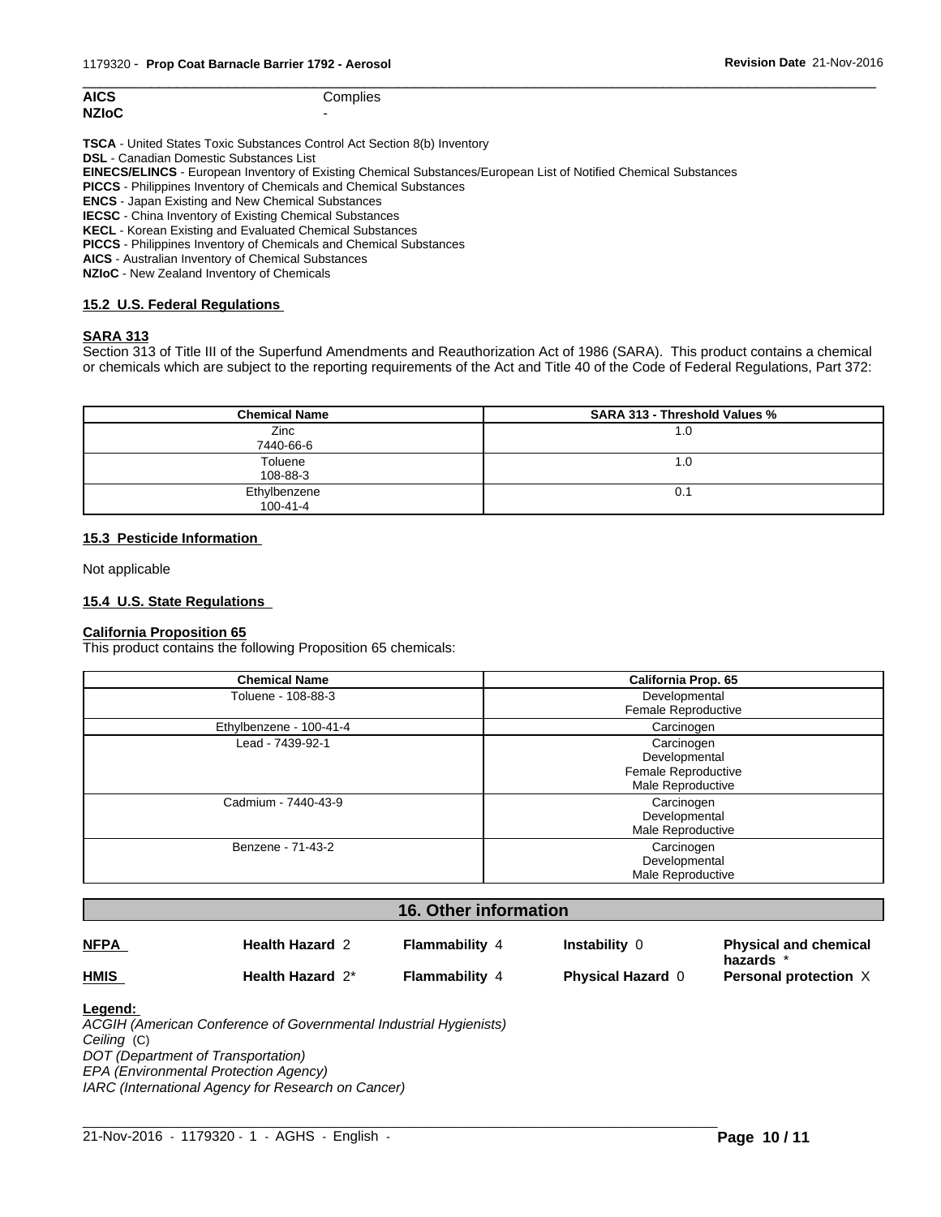| | |
|---|---|
| **AICS** | Complies |
| **NZIoC** | - |

**TSCA** - United States Toxic Substances Control Act Section 8(b) Inventory
**DSL** - Canadian Domestic Substances List
**EINECS/ELINCS** - European Inventory of Existing Chemical Substances/European List of Notified Chemical Substances
**PICCS** - Philippines Inventory of Chemicals and Chemical Substances
**ENCS** - Japan Existing and New Chemical Substances
**IECSC** - China Inventory of Existing Chemical Substances
**KECL** - Korean Existing and Evaluated Chemical Substances
**PICCS** - Philippines Inventory of Chemicals and Chemical Substances
**AICS** - Australian Inventory of Chemical Substances
**NZIoC** - New Zealand Inventory of Chemicals

### 15.2 U.S. Federal Regulations

**SARA 313**

Section 313 of Title III of the Superfund Amendments and Reauthorization Act of 1986 (SARA). This product contains a chemical or chemicals which are subject to the reporting requirements of the Act and Title 40 of the Code of Federal Regulations, Part 372:

| Chemical Name | SARA 313 - Threshold Values % |
|---|---|
| Zinc 7440-66-6 | 1.0 |
| Toluene 108-88-3 | 1.0 |
| Ethylbenzene 100-41-4 | 0.1 |

### 15.3 Pesticide Information

Not applicable

### 15.4 U.S. State Regulations

**California Proposition 65**

This product contains the following Proposition 65 chemicals:

| Chemical Name | California Prop. 65 |
|---|---|
| Toluene - 108-88-3 | Developmental<br>Female Reproductive |
| Ethylbenzene - 100-41-4 | Carcinogen |
| Lead - 7439-92-1 | Carcinogen<br>Developmental<br>Female Reproductive<br>Male Reproductive |
| Cadmium - 7440-43-9 | Carcinogen<br>Developmental<br>Male Reproductive |
| Benzene - 71-43-2 | Carcinogen<br>Developmental<br>Male Reproductive |

## 16. Other information

| | | | | |
|---|---|---|---|---|
| **NFPA** | **Health Hazard** 2 | **Flammability** 4 | **Instability** 0 | **Physical and chemical hazards** * |
| **HMIS** | **Health Hazard** 2* | **Flammability** 4 | **Physical Hazard** 0 | **Personal protection** X |

**Legend:**

*ACGIH (American Conference of Governmental Industrial Hygienists)*
*Ceiling* (C)
*DOT (Department of Transportation)*
*EPA (Environmental Protection Agency)*
*IARC (International Agency for Research on Cancer)*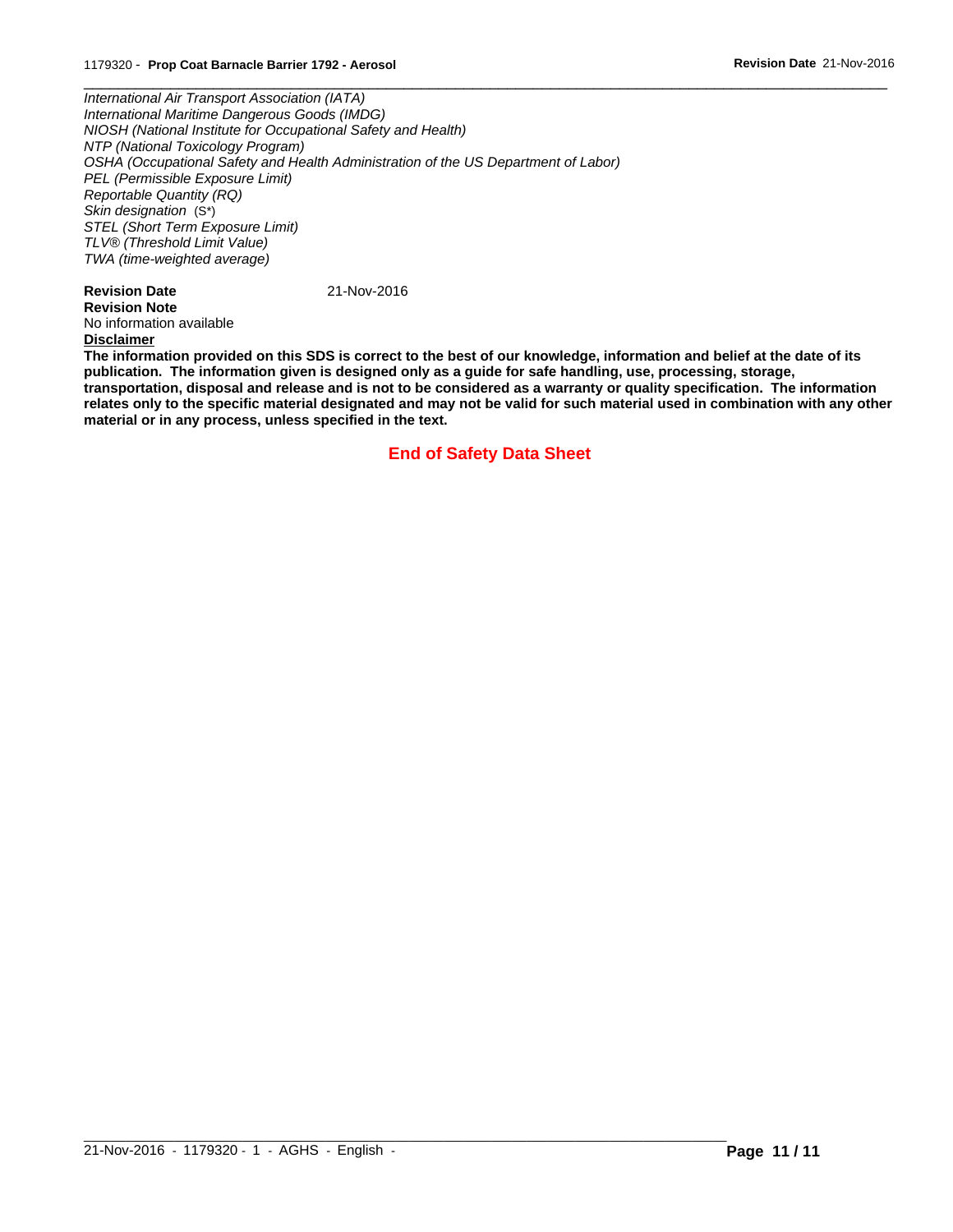*International Air Transport Association (IATA)*
*International Maritime Dangerous Goods (IMDG)*
*NIOSH (National Institute for Occupational Safety and Health)*
*NTP (National Toxicology Program)*
*OSHA (Occupational Safety and Health Administration of the US Department of Labor)*
*PEL (Permissible Exposure Limit)*
*Reportable Quantity (RQ)*
*Skin designation* (S*)
*STEL (Short Term Exposure Limit)*
*TLV® (Threshold Limit Value)*
*TWA (time-weighted average)*

**Revision Date** 21-Nov-2016
**Revision Note**
No information available
**Disclaimer**
**The information provided on this SDS is correct to the best of our knowledge, information and belief at the date of its publication. The information given is designed only as a guide for safe handling, use, processing, storage, transportation, disposal and release and is not to be considered as a warranty or quality specification. The information relates only to the specific material designated and may not be valid for such material used in combination with any other material or in any process, unless specified in the text.**

**End of Safety Data Sheet**